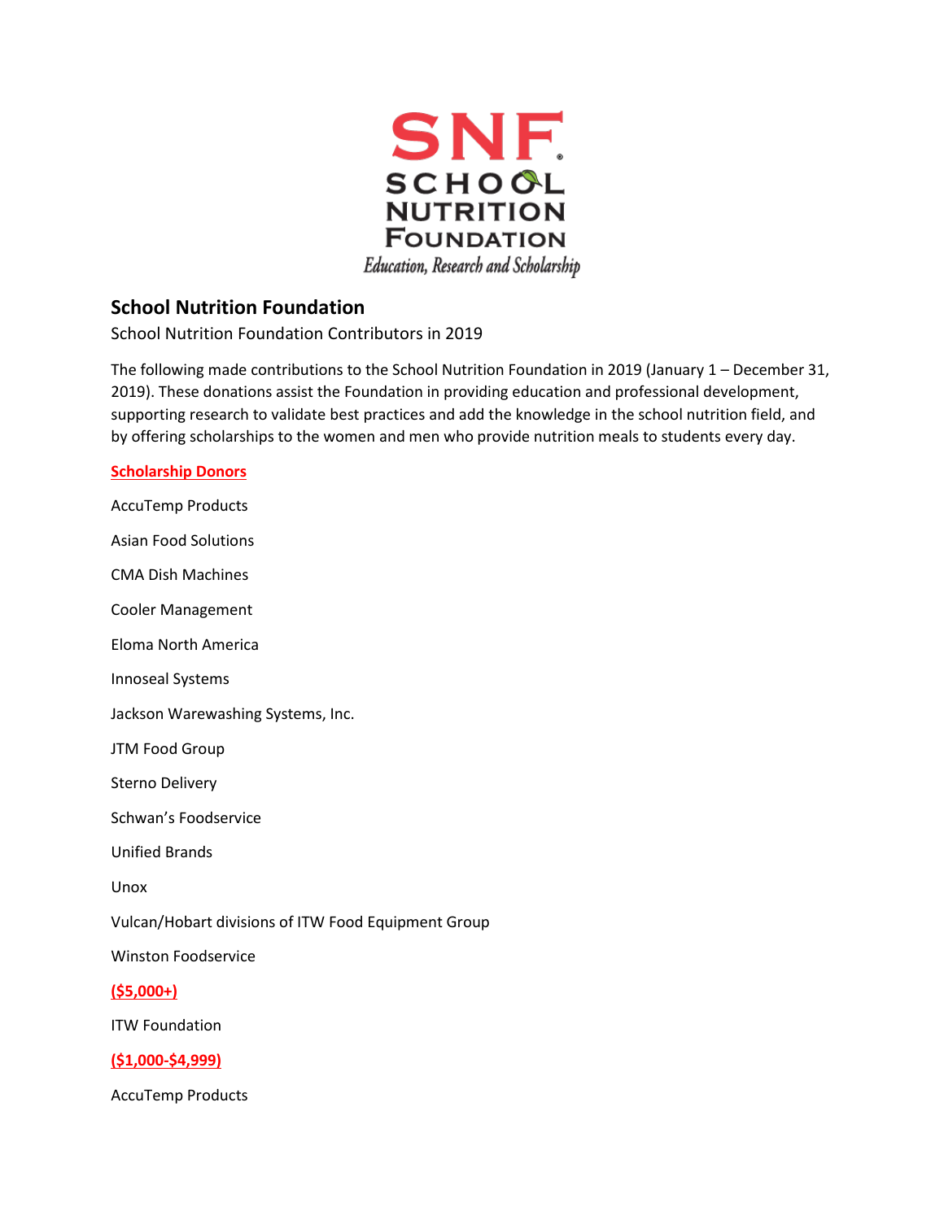# School Nutrition Foundation

School Nutrition Foundation Contributors in 2019

The following made contributions to the School Nutrition Foundation in 2019 (January 1 – December 31, 2019). These donations assist the Foundation in providing education and professional development, supporting research to validate best practices and add the knowledge in the school nutrition field, and by offering scholarships to the women and men who provide nutrition meals to students every day.

**Scholarship Donors**

AccuTemp Products

Asian Food Solutions

CMA Dish Machines

Cooler Management

Eloma North America

Innoseal Systems

Jackson Warewashing Systems, Inc.

JTM Food Group

Sterno Delivery

Schwan's Foodservice

Unified Brands

Unox

Vulcan/Hobart divisions of ITW Food Equipment Group

Winston Foodservice

**($5,000+)**

ITW Foundation

**($1,000-$4,999)**

AccuTemp Products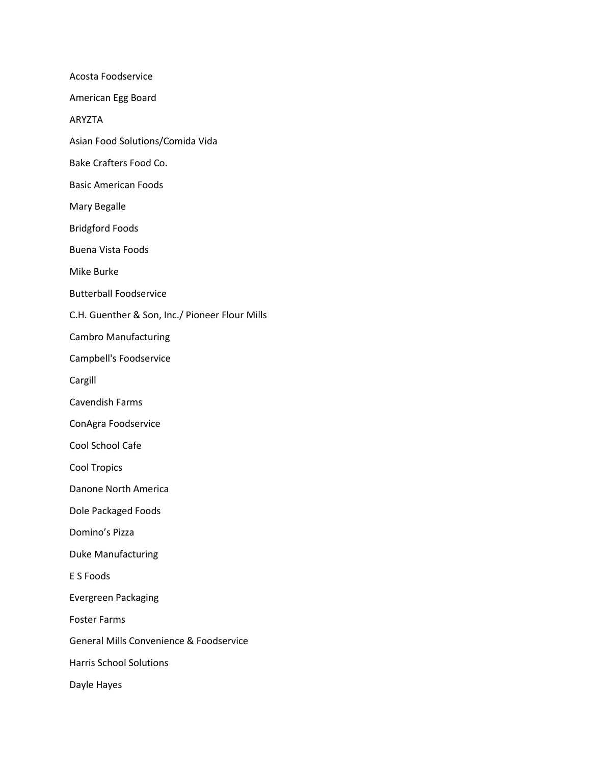Acosta Foodservice

American Egg Board

ARYZTA

Asian Food Solutions/Comida Vida

Bake Crafters Food Co.

Basic American Foods

Mary Begalle

Bridgford Foods

Buena Vista Foods

Mike Burke

Butterball Foodservice

C.H. Guenther & Son, Inc./ Pioneer Flour Mills

Cambro Manufacturing

Campbell's Foodservice

Cargill

Cavendish Farms

ConAgra Foodservice

Cool School Cafe

Cool Tropics

Danone North America

Dole Packaged Foods

Domino’s Pizza

Duke Manufacturing

E S Foods

Evergreen Packaging

Foster Farms

General Mills Convenience & Foodservice

Harris School Solutions

Dayle Hayes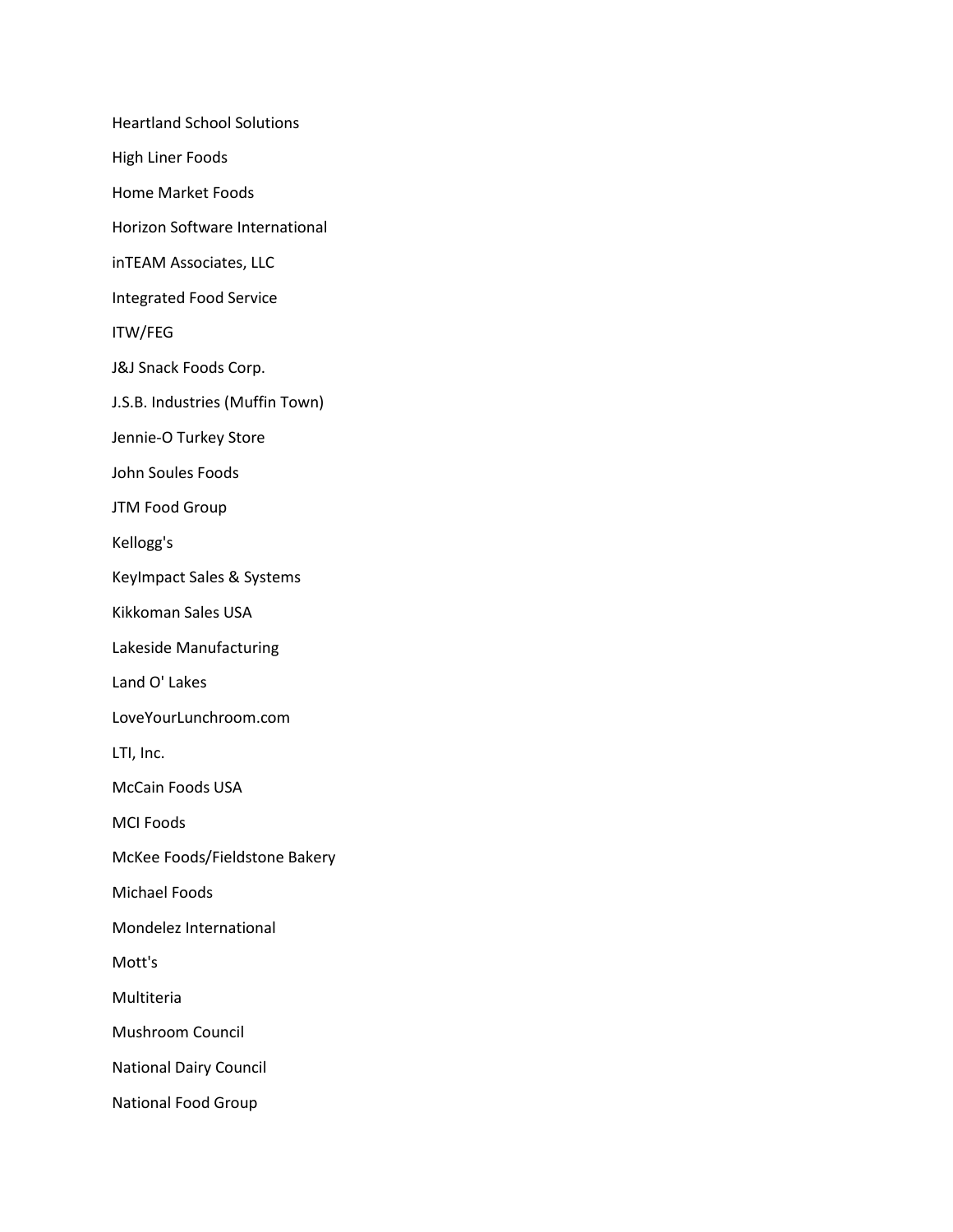Heartland School Solutions

High Liner Foods

Home Market Foods

Horizon Software International

inTEAM Associates, LLC

Integrated Food Service

ITW/FEG

J&J Snack Foods Corp.

J.S.B. Industries (Muffin Town)

Jennie-O Turkey Store

John Soules Foods

JTM Food Group

Kellogg's

KeyImpact Sales & Systems

Kikkoman Sales USA

Lakeside Manufacturing

Land O' Lakes

LoveYourLunchroom.com

LTI, Inc.

McCain Foods USA

MCI Foods

McKee Foods/Fieldstone Bakery

Michael Foods

Mondelez International

Mott's

Multiteria

Mushroom Council

National Dairy Council

National Food Group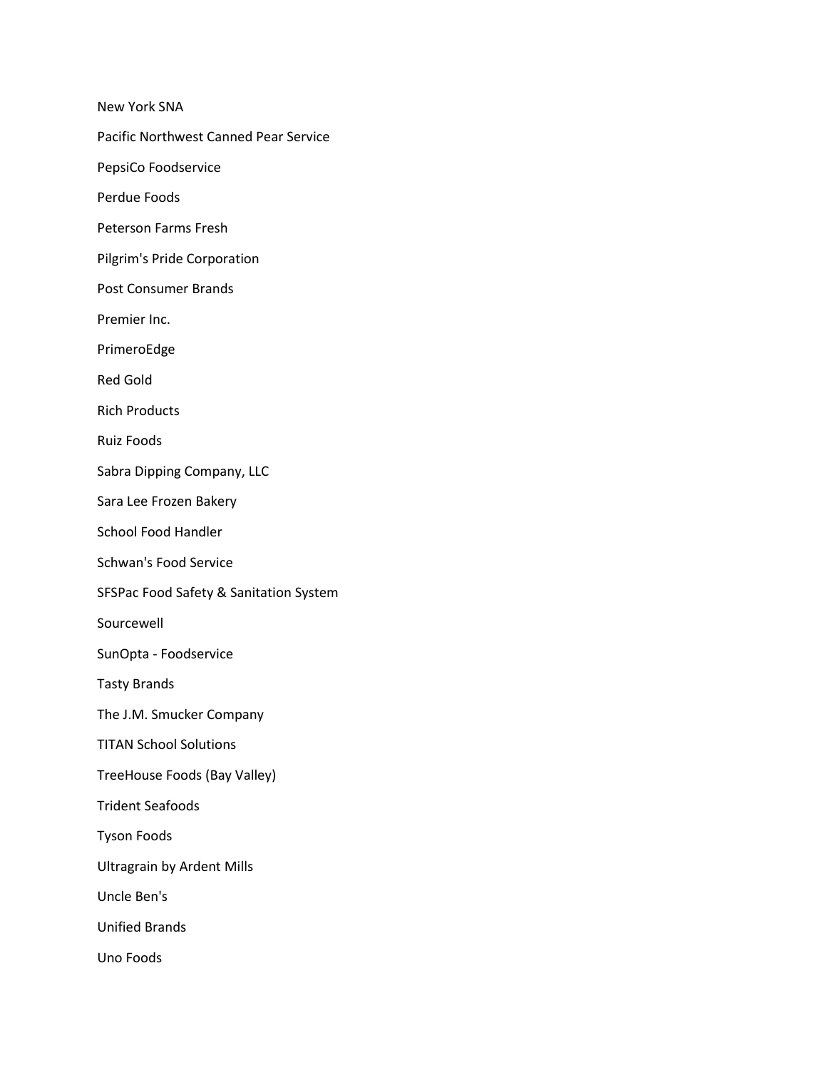New York SNA

Pacific Northwest Canned Pear Service

PepsiCo Foodservice

Perdue Foods

Peterson Farms Fresh

Pilgrim's Pride Corporation

Post Consumer Brands

Premier Inc.

PrimeroEdge

Red Gold

Rich Products

Ruiz Foods

Sabra Dipping Company, LLC

Sara Lee Frozen Bakery

School Food Handler

Schwan's Food Service

SFSPac Food Safety & Sanitation System

Sourcewell

SunOpta - Foodservice

Tasty Brands

The J.M. Smucker Company

TITAN School Solutions

TreeHouse Foods (Bay Valley)

Trident Seafoods

Tyson Foods

Ultragrain by Ardent Mills

Uncle Ben's

Unified Brands

Uno Foods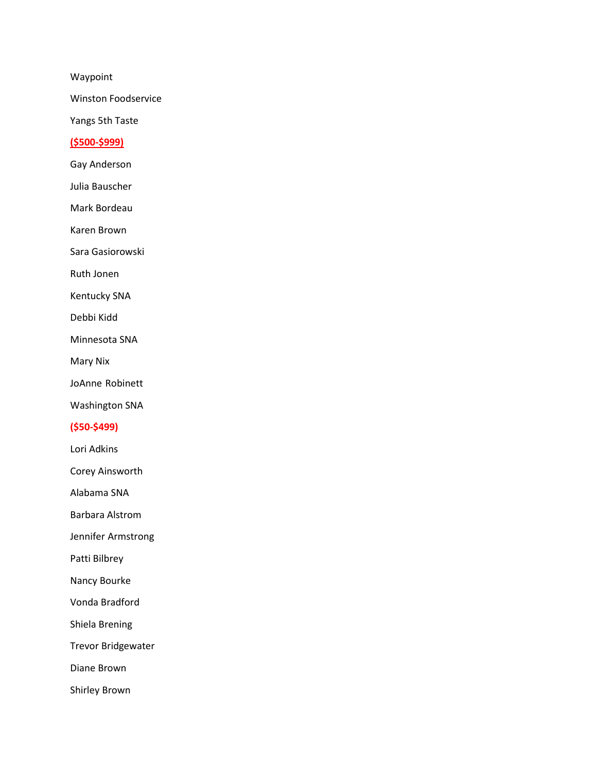Waypoint

Winston Foodservice

Yangs 5th Taste

**($500-$999)**

Gay Anderson

Julia Bauscher

Mark Bordeau

Karen Brown

Sara Gasiorowski

Ruth Jonen

Kentucky SNA

Debbi Kidd

Minnesota SNA

Mary Nix

JoAnne Robinett

Washington SNA

**($50-$499)**

Lori Adkins

Corey Ainsworth

Alabama SNA

Barbara Alstrom

Jennifer Armstrong

Patti Bilbrey

Nancy Bourke

Vonda Bradford

Shiela Brening

Trevor Bridgewater

Diane Brown

Shirley Brown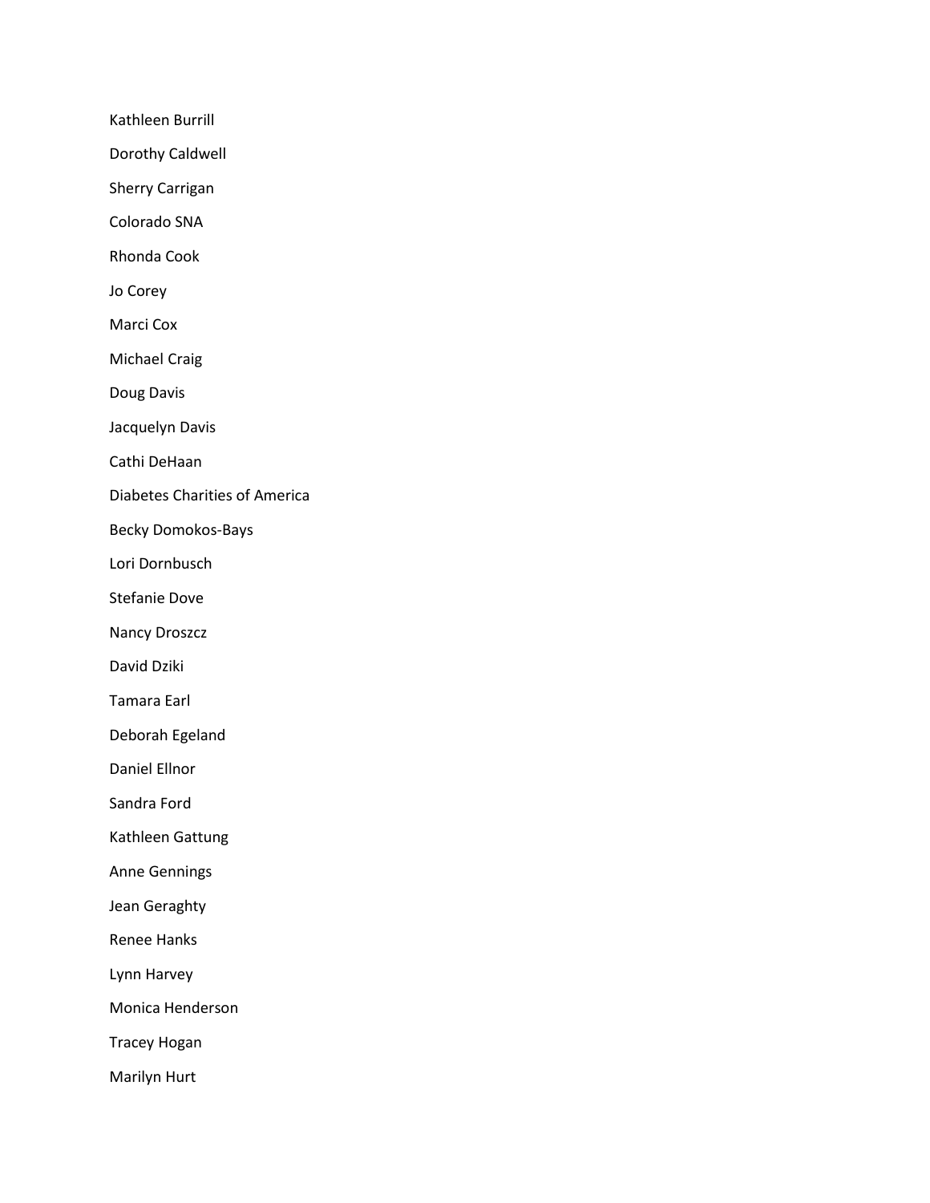Kathleen Burrill

Dorothy Caldwell

Sherry Carrigan

Colorado SNA

Rhonda Cook

Jo Corey

Marci Cox

Michael Craig

Doug Davis

Jacquelyn Davis

Cathi DeHaan

Diabetes Charities of America

Becky Domokos-Bays

Lori Dornbusch

Stefanie Dove

Nancy Droszcz

David Dziki

Tamara Earl

Deborah Egeland

Daniel Ellnor

Sandra Ford

Kathleen Gattung

Anne Gennings

Jean Geraghty

Renee Hanks

Lynn Harvey

Monica Henderson

Tracey Hogan

Marilyn Hurt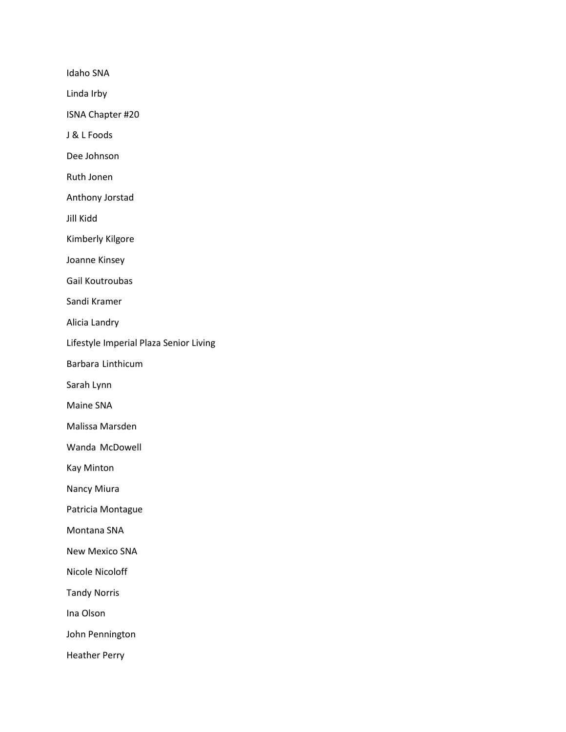Idaho SNA

Linda Irby

ISNA Chapter #20

J & L Foods

Dee Johnson

Ruth Jonen

Anthony Jorstad

Jill Kidd

Kimberly Kilgore

Joanne Kinsey

Gail Koutroubas

Sandi Kramer

Alicia Landry

Lifestyle Imperial Plaza Senior Living

Barbara Linthicum

Sarah Lynn

Maine SNA

Malissa Marsden

Wanda McDowell

Kay Minton

Nancy Miura

Patricia Montague

Montana SNA

New Mexico SNA

Nicole Nicoloff

Tandy Norris

Ina Olson

John Pennington

Heather Perry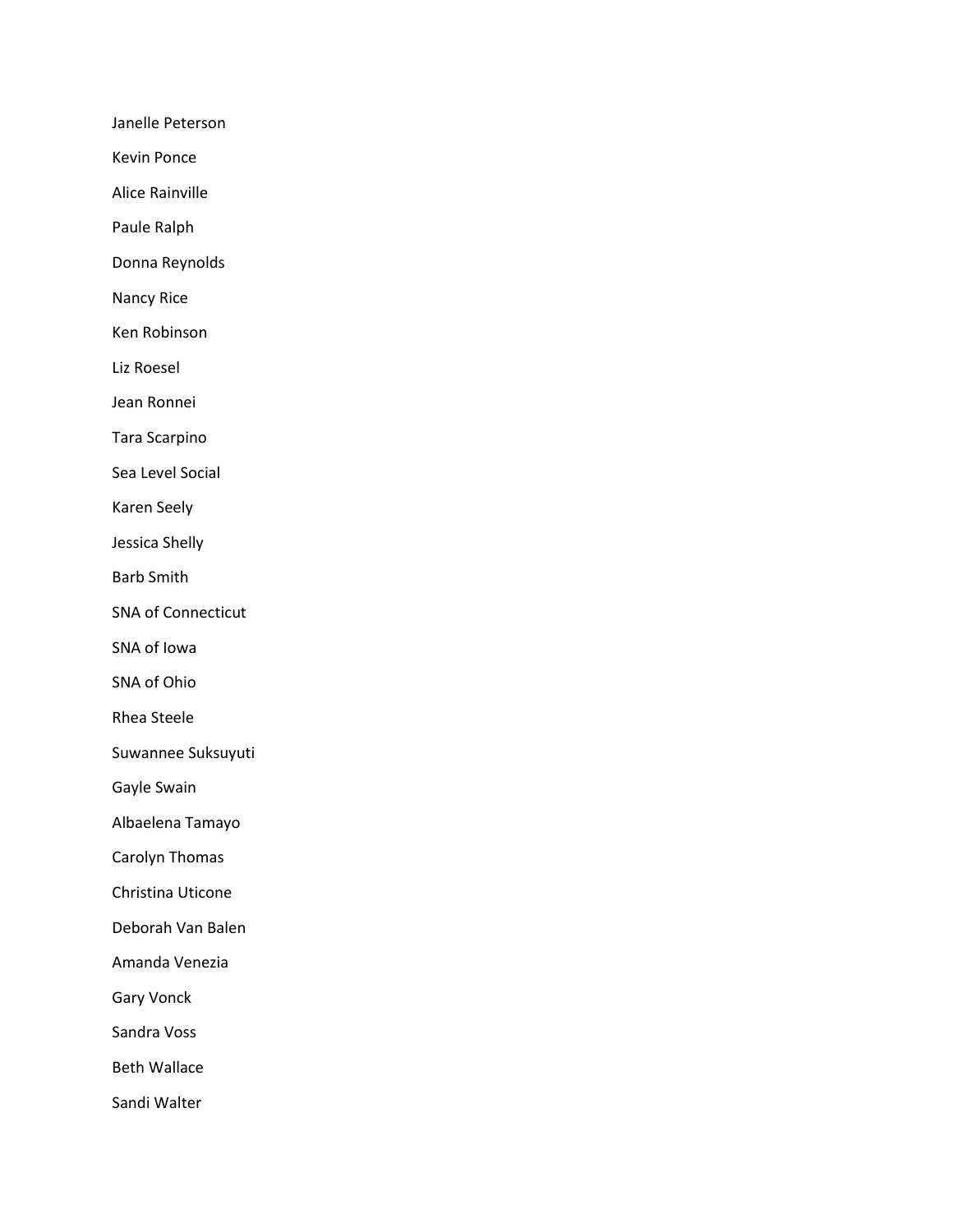Janelle Peterson

Kevin Ponce

Alice Rainville

Paule Ralph

Donna Reynolds

Nancy Rice

Ken Robinson

Liz Roesel

Jean Ronnei

Tara Scarpino

Sea Level Social

Karen Seely

Jessica Shelly

Barb Smith

SNA of Connecticut

SNA of Iowa

SNA of Ohio

Rhea Steele

Suwannee Suksuyuti

Gayle Swain

Albaelena Tamayo

Carolyn Thomas

Christina Uticone

Deborah Van Balen

Amanda Venezia

Gary Vonck

Sandra Voss

Beth Wallace

Sandi Walter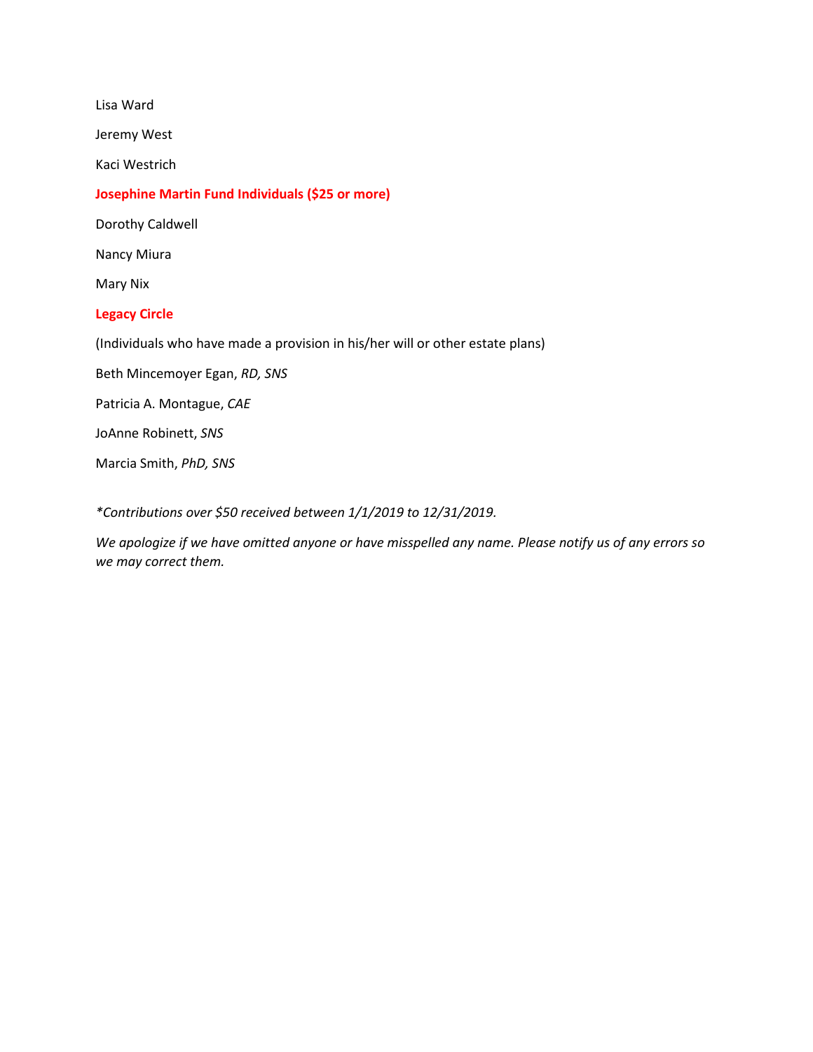Lisa Ward

Jeremy West

Kaci Westrich

**Josephine Martin Fund Individuals ($25 or more)**

Dorothy Caldwell

Nancy Miura

Mary Nix

**Legacy Circle**

(Individuals who have made a provision in his/her will or other estate plans)

Beth Mincemoyer Egan, *RD, SNS*

Patricia A. Montague, *CAE*

JoAnne Robinett, *SNS*

Marcia Smith, *PhD, SNS*

*\*Contributions over $50 received between 1/1/2019 to 12/31/2019.*

*We apologize if we have omitted anyone or have misspelled any name. Please notify us of any errors so we may correct them.*